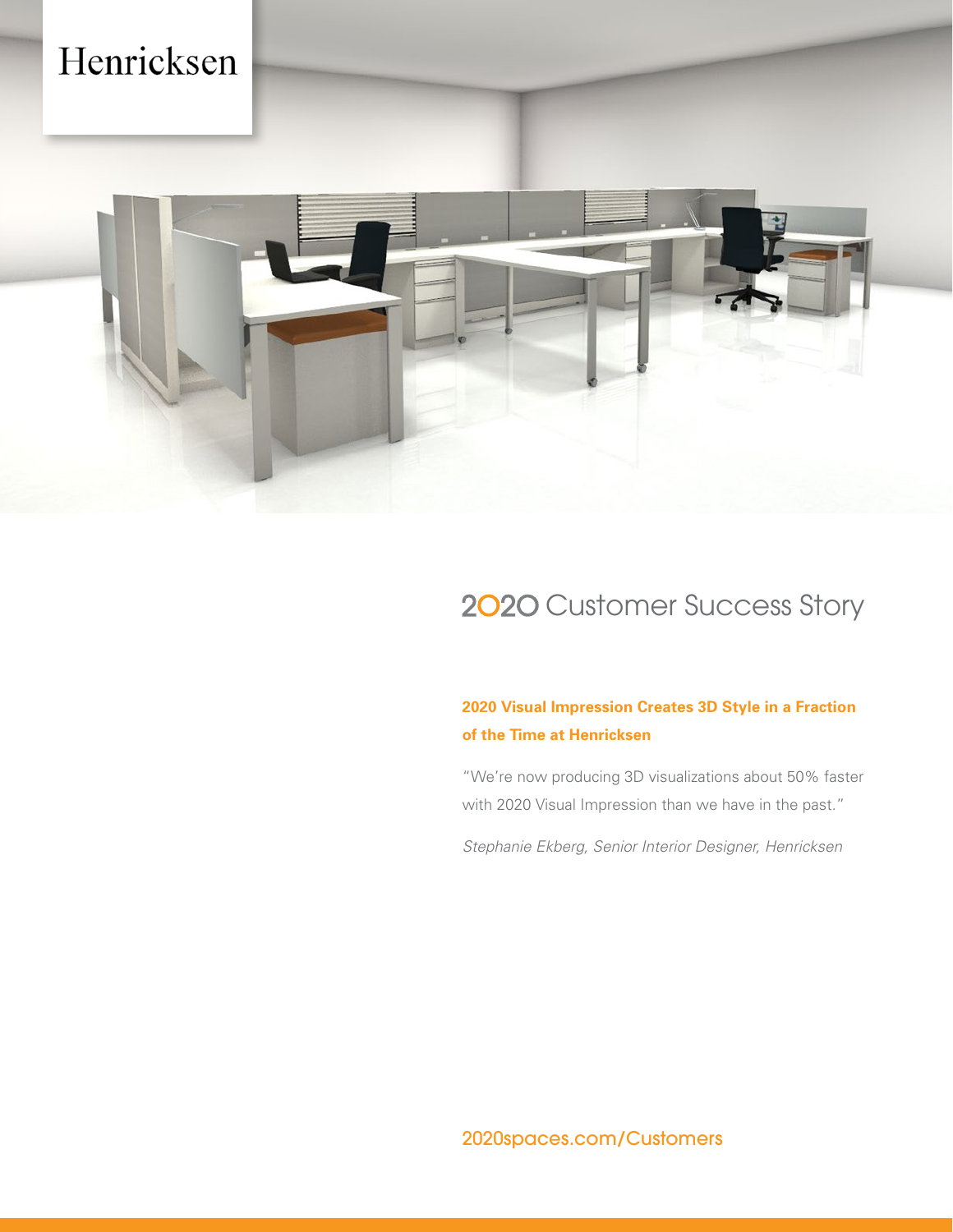Henricksen

# 2020 Customer Success Story

## **2020 Visual Impression Creates 3D Style in a Fraction of the Time at Henricksen**

"We're now producing 3D visualizations about 50% faster with 2020 Visual Impression than we have in the past."

*Stephanie Ekberg, Senior Interior Designer, Henricksen*

2020spaces.com/Customers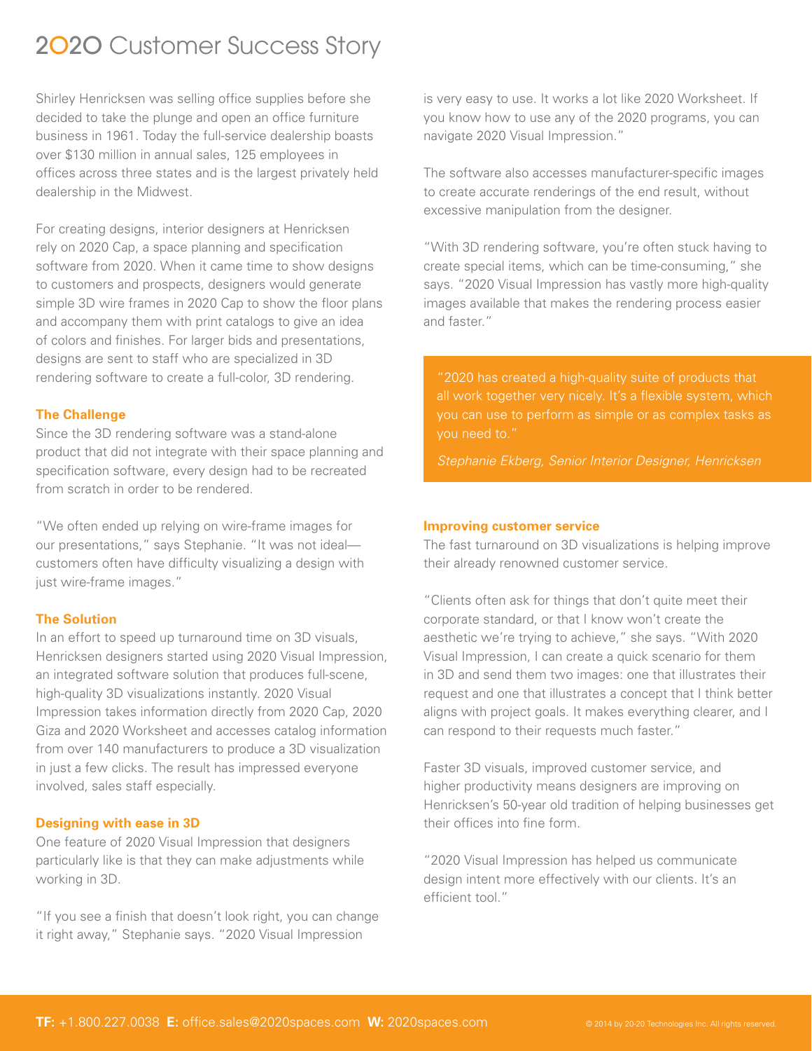# 2020 Customer Success Story

Shirley Henricksen was selling office supplies before she decided to take the plunge and open an office furniture business in 1961. Today the full-service dealership boasts over $130 million in annual sales, 125 employees in offices across three states and is the largest privately held dealership in the Midwest.

For creating designs, interior designers at Henricksen rely on 2020 Cap, a space planning and specification software from 2020. When it came time to show designs to customers and prospects, designers would generate simple 3D wire frames in 2020 Cap to show the floor plans and accompany them with print catalogs to give an idea of colors and finishes. For larger bids and presentations, designs are sent to staff who are specialized in 3D rendering software to create a full-color, 3D rendering.

### The Challenge

Since the 3D rendering software was a stand-alone product that did not integrate with their space planning and specification software, every design had to be recreated from scratch in order to be rendered.

"We often ended up relying on wire-frame images for our presentations," says Stephanie. "It was not ideal—customers often have difficulty visualizing a design with just wire-frame images."

### The Solution

In an effort to speed up turnaround time on 3D visuals, Henricksen designers started using 2020 Visual Impression, an integrated software solution that produces full-scene, high-quality 3D visualizations instantly. 2020 Visual Impression takes information directly from 2020 Cap, 2020 Giza and 2020 Worksheet and accesses catalog information from over 140 manufacturers to produce a 3D visualization in just a few clicks. The result has impressed everyone involved, sales staff especially.

### Designing with ease in 3D

One feature of 2020 Visual Impression that designers particularly like is that they can make adjustments while working in 3D.

"If you see a finish that doesn't look right, you can change it right away," Stephanie says. "2020 Visual Impression is very easy to use. It works a lot like 2020 Worksheet. If you know how to use any of the 2020 programs, you can navigate 2020 Visual Impression."

The software also accesses manufacturer-specific images to create accurate renderings of the end result, without excessive manipulation from the designer.

"With 3D rendering software, you're often stuck having to create special items, which can be time-consuming," she says. "2020 Visual Impression has vastly more high-quality images available that makes the rendering process easier and faster."

> "2020 has created a high-quality suite of products that all work together very nicely. It's a flexible system, which you can use to perform as simple or as complex tasks as you need to."
>
> *Stephanie Ekberg, Senior Interior Designer, Henricksen*

### Improving customer service

The fast turnaround on 3D visualizations is helping improve their already renowned customer service.

"Clients often ask for things that don't quite meet their corporate standard, or that I know won't create the aesthetic we're trying to achieve," she says. "With 2020 Visual Impression, I can create a quick scenario for them in 3D and send them two images: one that illustrates their request and one that illustrates a concept that I think better aligns with project goals. It makes everything clearer, and I can respond to their requests much faster."

Faster 3D visuals, improved customer service, and higher productivity means designers are improving on Henricksen's 50-year old tradition of helping businesses get their offices into fine form.

"2020 Visual Impression has helped us communicate design intent more effectively with our clients. It's an efficient tool."

**TF:** +1.800.227.0038 **E:** office.sales@2020spaces.com **W:** 2020spaces.com

© 2014 by 20-20 Technologies Inc. All rights reserved.